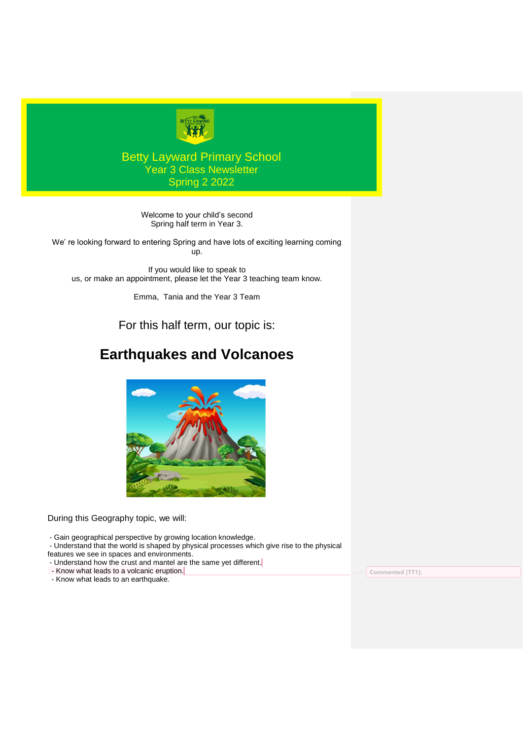# Betty Layward Primary School

## Year 3 Class Newsletter

## Spring 2 2022

Welcome to your child's second Spring half term in Year 3.

We' re looking forward to entering Spring and have lots of exciting learning coming up.

If you would like to speak to us, or make an appointment, please let the Year 3 teaching team know.

Emma, Tania and the Year 3 Team

For this half term, our topic is:

## Earthquakes and Volcanoes

During this Geography topic, we will:

- Gain geographical perspective by growing location knowledge.
- Understand that the world is shaped by physical processes which give rise to the physical features we see in spaces and environments.
- Understand how the crust and mantel are the same yet different.
- Know what leads to a volcanic eruption.
- Know what leads to an earthquake.

Commented [TT1]: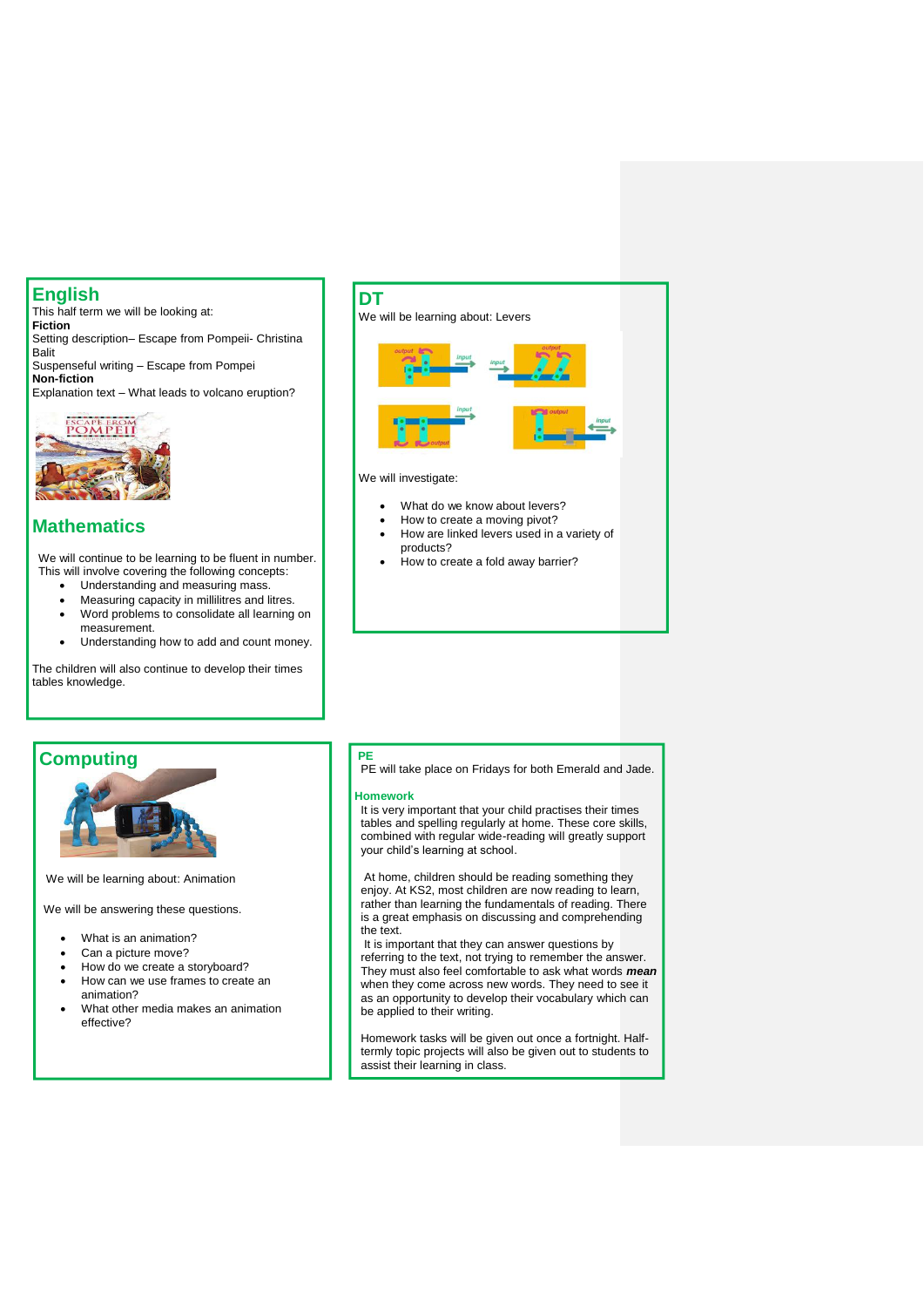## English

This half term we will be looking at:

**Fiction**

Setting description– Escape from Pompeii- Christina Balit

Suspenseful writing – Escape from Pompei

**Non-fiction**

Explanation text – What leads to volcano eruption?

## Mathematics

We will continue to be learning to be fluent in number. This will involve covering the following concepts:

- Understanding and measuring mass.
- Measuring capacity in millilitres and litres.
- Word problems to consolidate all learning on measurement.
- Understanding how to add and count money.

The children will also continue to develop their times tables knowledge.

## DT

We will be learning about: Levers

output
input
input
output
input
output
output
input

We will investigate:

- What do we know about levers?
- How to create a moving pivot?
- How are linked levers used in a variety of products?
- How to create a fold away barrier?

## Computing

We will be learning about: Animation

We will be answering these questions.

- What is an animation?
- Can a picture move?
- How do we create a storyboard?
- How can we use frames to create an animation?
- What other media makes an animation effective?

## PE

PE will take place on Fridays for both Emerald and Jade.

## Homework

It is very important that your child practises their times tables and spelling regularly at home. These core skills, combined with regular wide-reading will greatly support your child's learning at school.

At home, children should be reading something they enjoy. At KS2, most children are now reading to learn, rather than learning the fundamentals of reading. There is a great emphasis on discussing and comprehending the text.

It is important that they can answer questions by referring to the text, not trying to remember the answer. They must also feel comfortable to ask what words ***mean*** when they come across new words. They need to see it as an opportunity to develop their vocabulary which can be applied to their writing.

Homework tasks will be given out once a fortnight. Half-termly topic projects will also be given out to students to assist their learning in class.